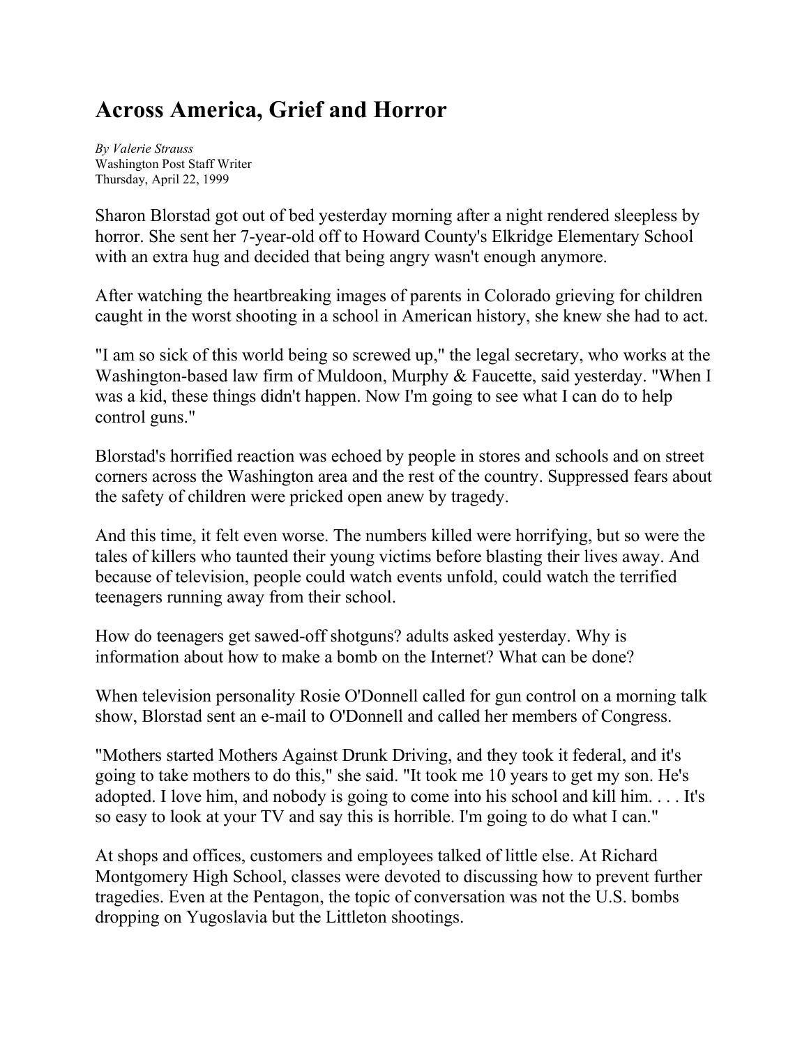# Across America, Grief and Horror

*By Valerie Strauss*
Washington Post Staff Writer
Thursday, April 22, 1999

Sharon Blorstad got out of bed yesterday morning after a night rendered sleepless by horror. She sent her 7-year-old off to Howard County's Elkridge Elementary School with an extra hug and decided that being angry wasn't enough anymore.

After watching the heartbreaking images of parents in Colorado grieving for children caught in the worst shooting in a school in American history, she knew she had to act.

"I am so sick of this world being so screwed up," the legal secretary, who works at the Washington-based law firm of Muldoon, Murphy & Faucette, said yesterday. "When I was a kid, these things didn't happen. Now I'm going to see what I can do to help control guns."

Blorstad's horrified reaction was echoed by people in stores and schools and on street corners across the Washington area and the rest of the country. Suppressed fears about the safety of children were pricked open anew by tragedy.

And this time, it felt even worse. The numbers killed were horrifying, but so were the tales of killers who taunted their young victims before blasting their lives away. And because of television, people could watch events unfold, could watch the terrified teenagers running away from their school.

How do teenagers get sawed-off shotguns? adults asked yesterday. Why is information about how to make a bomb on the Internet? What can be done?

When television personality Rosie O'Donnell called for gun control on a morning talk show, Blorstad sent an e-mail to O'Donnell and called her members of Congress.

"Mothers started Mothers Against Drunk Driving, and they took it federal, and it's going to take mothers to do this," she said. "It took me 10 years to get my son. He's adopted. I love him, and nobody is going to come into his school and kill him. . . . It's so easy to look at your TV and say this is horrible. I'm going to do what I can."

At shops and offices, customers and employees talked of little else. At Richard Montgomery High School, classes were devoted to discussing how to prevent further tragedies. Even at the Pentagon, the topic of conversation was not the U.S. bombs dropping on Yugoslavia but the Littleton shootings.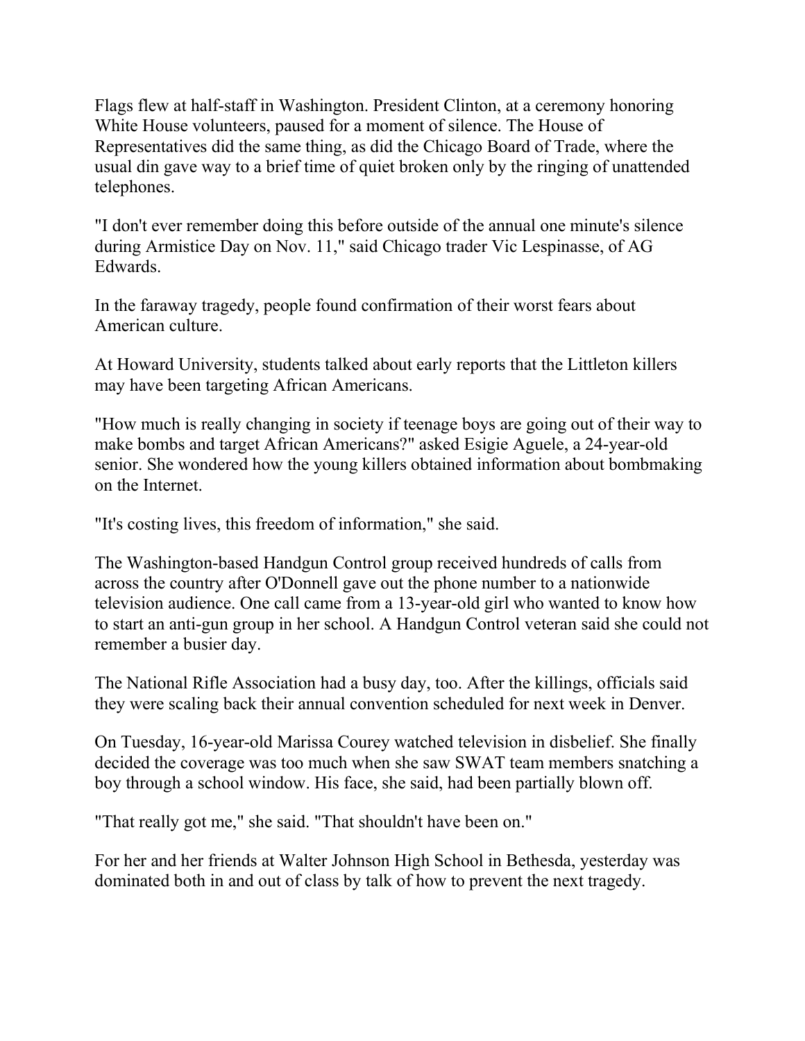Flags flew at half-staff in Washington. President Clinton, at a ceremony honoring White House volunteers, paused for a moment of silence. The House of Representatives did the same thing, as did the Chicago Board of Trade, where the usual din gave way to a brief time of quiet broken only by the ringing of unattended telephones.

"I don't ever remember doing this before outside of the annual one minute's silence during Armistice Day on Nov. 11," said Chicago trader Vic Lespinasse, of AG Edwards.

In the faraway tragedy, people found confirmation of their worst fears about American culture.

At Howard University, students talked about early reports that the Littleton killers may have been targeting African Americans.

"How much is really changing in society if teenage boys are going out of their way to make bombs and target African Americans?" asked Esigie Aguele, a 24-year-old senior. She wondered how the young killers obtained information about bombmaking on the Internet.

"It's costing lives, this freedom of information," she said.

The Washington-based Handgun Control group received hundreds of calls from across the country after O'Donnell gave out the phone number to a nationwide television audience. One call came from a 13-year-old girl who wanted to know how to start an anti-gun group in her school. A Handgun Control veteran said she could not remember a busier day.

The National Rifle Association had a busy day, too. After the killings, officials said they were scaling back their annual convention scheduled for next week in Denver.

On Tuesday, 16-year-old Marissa Courey watched television in disbelief. She finally decided the coverage was too much when she saw SWAT team members snatching a boy through a school window. His face, she said, had been partially blown off.

"That really got me," she said. "That shouldn't have been on."

For her and her friends at Walter Johnson High School in Bethesda, yesterday was dominated both in and out of class by talk of how to prevent the next tragedy.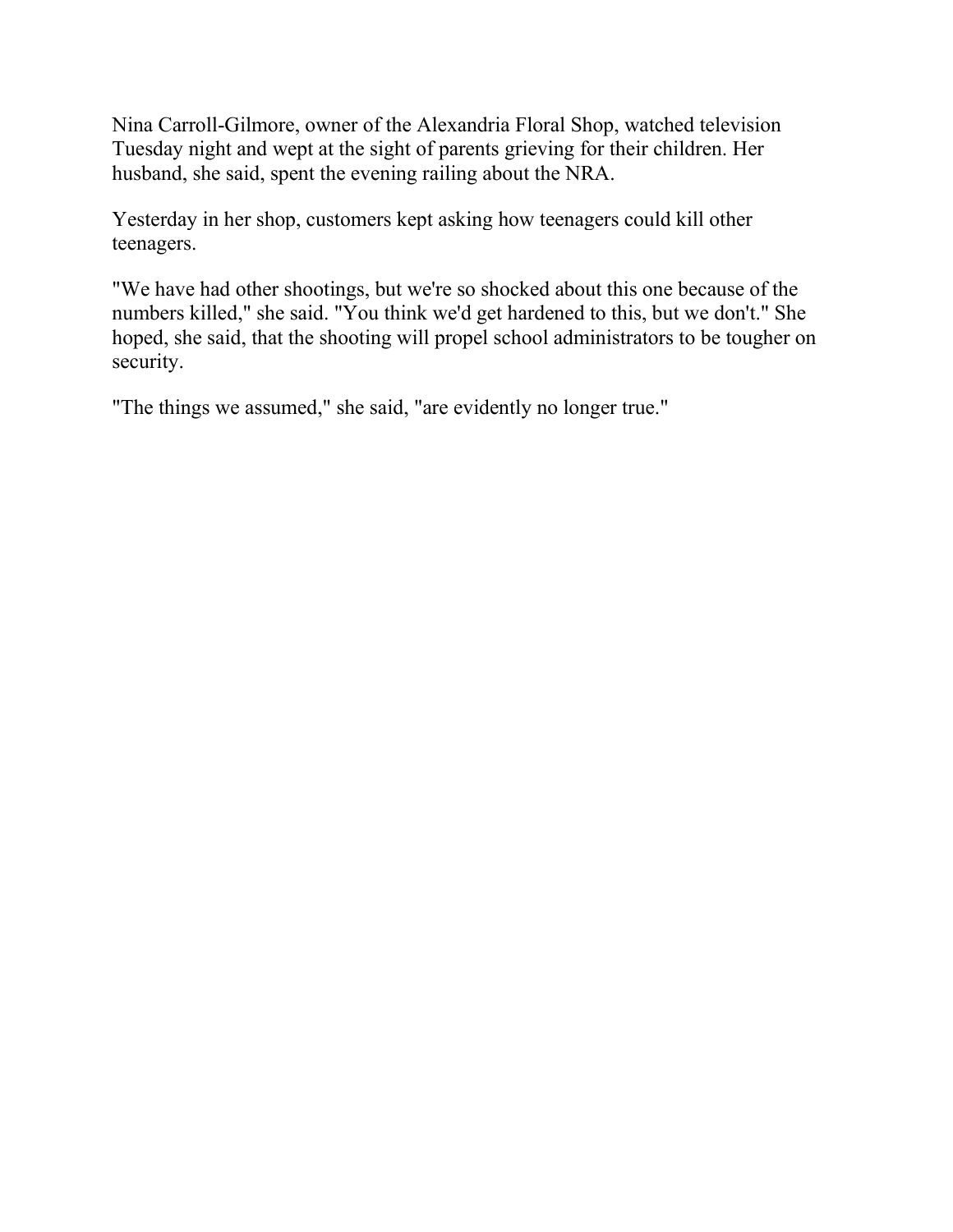Nina Carroll-Gilmore, owner of the Alexandria Floral Shop, watched television Tuesday night and wept at the sight of parents grieving for their children. Her husband, she said, spent the evening railing about the NRA.

Yesterday in her shop, customers kept asking how teenagers could kill other teenagers.

"We have had other shootings, but we're so shocked about this one because of the numbers killed," she said. "You think we'd get hardened to this, but we don't." She hoped, she said, that the shooting will propel school administrators to be tougher on security.

"The things we assumed," she said, "are evidently no longer true."